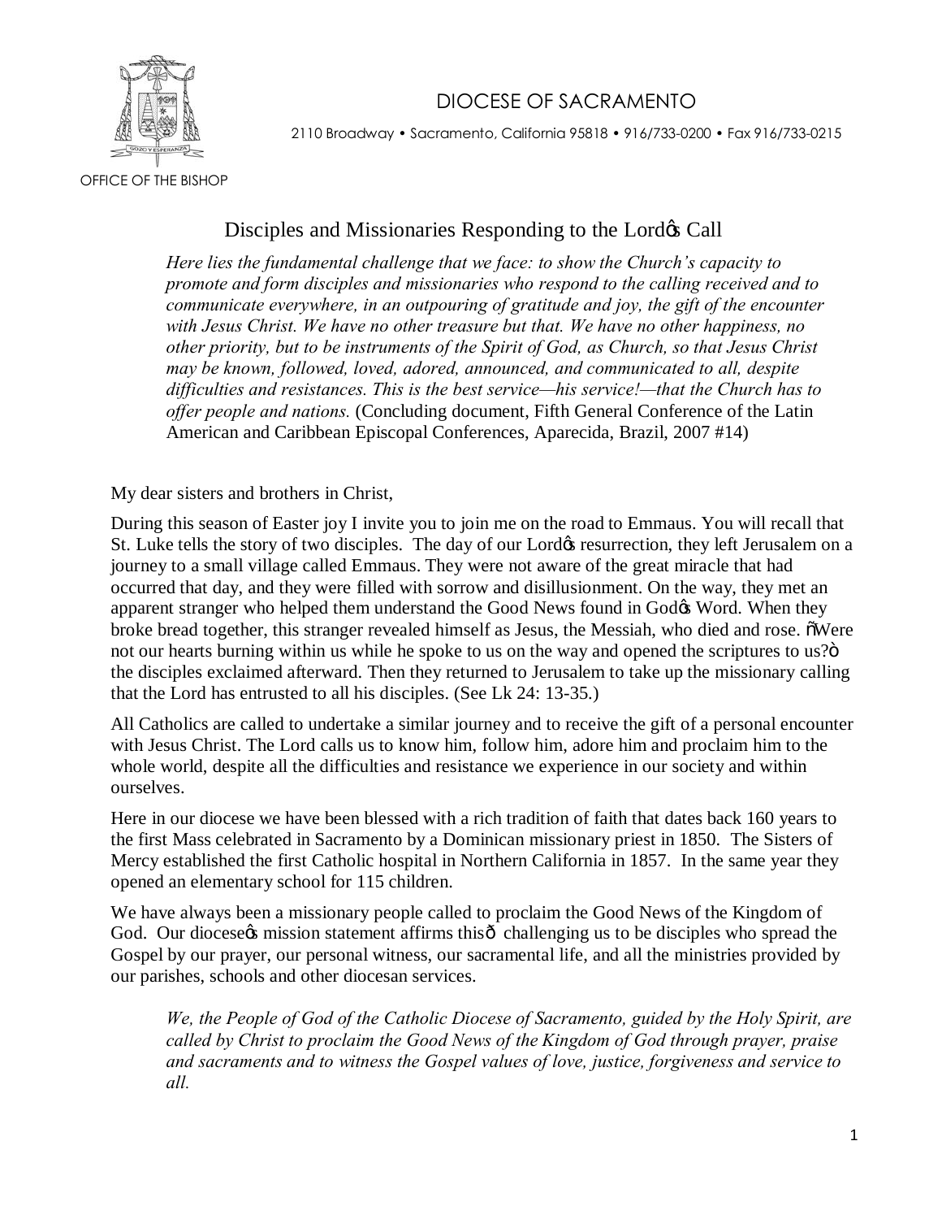# DIOCESE OF SACRAMENTO

2110 Broadway • Sacramento, California 95818 • 916/733-0200 • Fax 916/733-0215

OFFICE OF THE BISHOP

## Disciples and Missionaries Responding to the Lord's Call

> *Here lies the fundamental challenge that we face: to show the Church's capacity to promote and form disciples and missionaries who respond to the calling received and to communicate everywhere, in an outpouring of gratitude and joy, the gift of the encounter with Jesus Christ. We have no other treasure but that. We have no other happiness, no other priority, but to be instruments of the Spirit of God, as Church, so that Jesus Christ may be known, followed, loved, adored, announced, and communicated to all, despite difficulties and resistances. This is the best service—his service!—that the Church has to offer people and nations.* (Concluding document, Fifth General Conference of the Latin American and Caribbean Episcopal Conferences, Aparecida, Brazil, 2007 #14)

My dear sisters and brothers in Christ,

During this season of Easter joy I invite you to join me on the road to Emmaus. You will recall that St. Luke tells the story of two disciples. The day of our Lord's resurrection, they left Jerusalem on a journey to a small village called Emmaus. They were not aware of the great miracle that had occurred that day, and they were filled with sorrow and disillusionment. On the way, they met an apparent stranger who helped them understand the Good News found in God's Word. When they broke bread together, this stranger revealed himself as Jesus, the Messiah, who died and rose. "Were not our hearts burning within us while he spoke to us on the way and opened the scriptures to us?" the disciples exclaimed afterward. Then they returned to Jerusalem to take up the missionary calling that the Lord has entrusted to all his disciples. (See Lk 24: 13-35.)

All Catholics are called to undertake a similar journey and to receive the gift of a personal encounter with Jesus Christ. The Lord calls us to know him, follow him, adore him and proclaim him to the whole world, despite all the difficulties and resistance we experience in our society and within ourselves.

Here in our diocese we have been blessed with a rich tradition of faith that dates back 160 years to the first Mass celebrated in Sacramento by a Dominican missionary priest in 1850. The Sisters of Mercy established the first Catholic hospital in Northern California in 1857. In the same year they opened an elementary school for 115 children.

We have always been a missionary people called to proclaim the Good News of the Kingdom of God. Our diocese's mission statement affirms this— challenging us to be disciples who spread the Gospel by our prayer, our personal witness, our sacramental life, and all the ministries provided by our parishes, schools and other diocesan services.

> *We, the People of God of the Catholic Diocese of Sacramento, guided by the Holy Spirit, are called by Christ to proclaim the Good News of the Kingdom of God through prayer, praise and sacraments and to witness the Gospel values of love, justice, forgiveness and service to all.*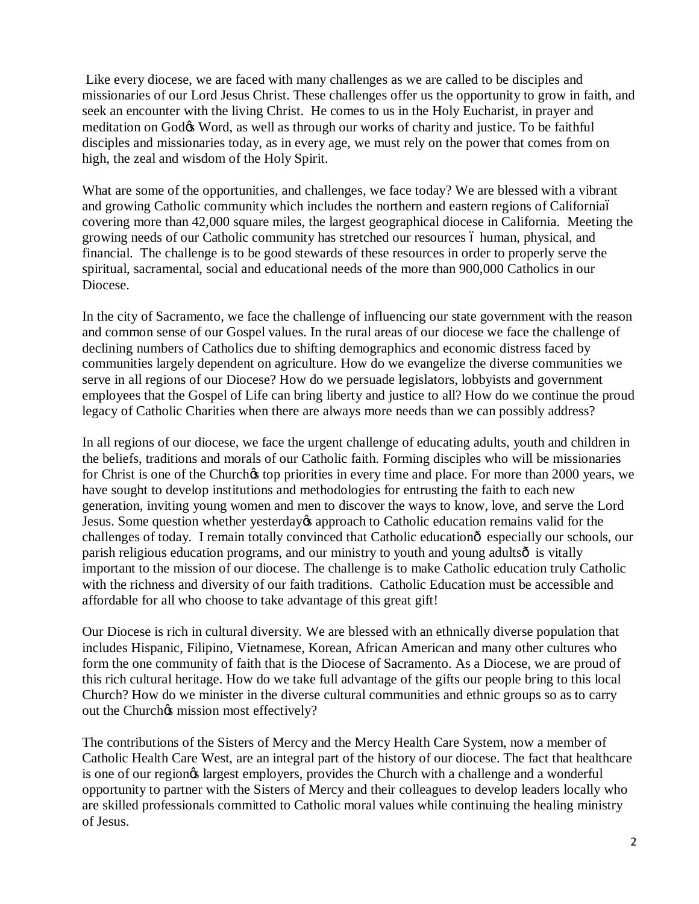Like every diocese, we are faced with many challenges as we are called to be disciples and missionaries of our Lord Jesus Christ. These challenges offer us the opportunity to grow in faith, and seek an encounter with the living Christ. He comes to us in the Holy Eucharist, in prayer and meditation on God's Word, as well as through our works of charity and justice. To be faithful disciples and missionaries today, as in every age, we must rely on the power that comes from on high, the zeal and wisdom of the Holy Spirit.

What are some of the opportunities, and challenges, we face today? We are blessed with a vibrant and growing Catholic community which includes the northern and eastern regions of California– covering more than 42,000 square miles, the largest geographical diocese in California. Meeting the growing needs of our Catholic community has stretched our resources – human, physical, and financial. The challenge is to be good stewards of these resources in order to properly serve the spiritual, sacramental, social and educational needs of the more than 900,000 Catholics in our Diocese.

In the city of Sacramento, we face the challenge of influencing our state government with the reason and common sense of our Gospel values. In the rural areas of our diocese we face the challenge of declining numbers of Catholics due to shifting demographics and economic distress faced by communities largely dependent on agriculture. How do we evangelize the diverse communities we serve in all regions of our Diocese? How do we persuade legislators, lobbyists and government employees that the Gospel of Life can bring liberty and justice to all? How do we continue the proud legacy of Catholic Charities when there are always more needs than we can possibly address?

In all regions of our diocese, we face the urgent challenge of educating adults, youth and children in the beliefs, traditions and morals of our Catholic faith. Forming disciples who will be missionaries for Christ is one of the Church's top priorities in every time and place. For more than 2000 years, we have sought to develop institutions and methodologies for entrusting the faith to each new generation, inviting young women and men to discover the ways to know, love, and serve the Lord Jesus. Some question whether yesterday's approach to Catholic education remains valid for the challenges of today. I remain totally convinced that Catholic education— especially our schools, our parish religious education programs, and our ministry to youth and young adults— is vitally important to the mission of our diocese. The challenge is to make Catholic education truly Catholic with the richness and diversity of our faith traditions. Catholic Education must be accessible and affordable for all who choose to take advantage of this great gift!

Our Diocese is rich in cultural diversity. We are blessed with an ethnically diverse population that includes Hispanic, Filipino, Vietnamese, Korean, African American and many other cultures who form the one community of faith that is the Diocese of Sacramento. As a Diocese, we are proud of this rich cultural heritage. How do we take full advantage of the gifts our people bring to this local Church? How do we minister in the diverse cultural communities and ethnic groups so as to carry out the Church's mission most effectively?

The contributions of the Sisters of Mercy and the Mercy Health Care System, now a member of Catholic Health Care West, are an integral part of the history of our diocese. The fact that healthcare is one of our region's largest employers, provides the Church with a challenge and a wonderful opportunity to partner with the Sisters of Mercy and their colleagues to develop leaders locally who are skilled professionals committed to Catholic moral values while continuing the healing ministry of Jesus.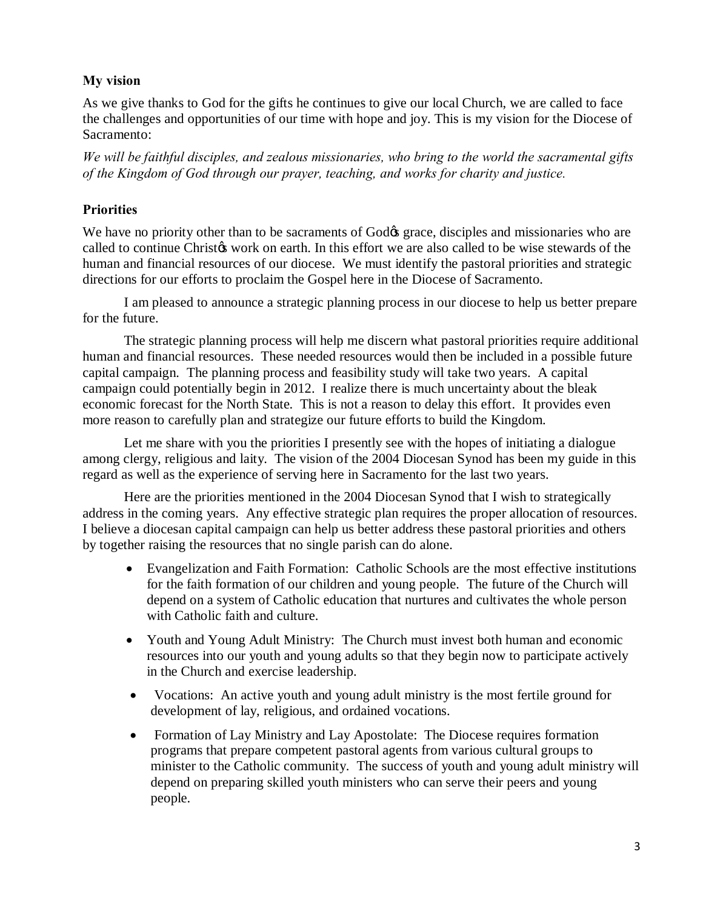**My vision**

As we give thanks to God for the gifts he continues to give our local Church, we are called to face the challenges and opportunities of our time with hope and joy. This is my vision for the Diocese of Sacramento:

*We will be faithful disciples, and zealous missionaries, who bring to the world the sacramental gifts of the Kingdom of God through our prayer, teaching, and works for charity and justice.*

**Priorities**

We have no priority other than to be sacraments of God's grace, disciples and missionaries who are called to continue Christ's work on earth. In this effort we are also called to be wise stewards of the human and financial resources of our diocese. We must identify the pastoral priorities and strategic directions for our efforts to proclaim the Gospel here in the Diocese of Sacramento.

I am pleased to announce a strategic planning process in our diocese to help us better prepare for the future.

The strategic planning process will help me discern what pastoral priorities require additional human and financial resources. These needed resources would then be included in a possible future capital campaign. The planning process and feasibility study will take two years. A capital campaign could potentially begin in 2012. I realize there is much uncertainty about the bleak economic forecast for the North State. This is not a reason to delay this effort. It provides even more reason to carefully plan and strategize our future efforts to build the Kingdom.

Let me share with you the priorities I presently see with the hopes of initiating a dialogue among clergy, religious and laity. The vision of the 2004 Diocesan Synod has been my guide in this regard as well as the experience of serving here in Sacramento for the last two years.

Here are the priorities mentioned in the 2004 Diocesan Synod that I wish to strategically address in the coming years. Any effective strategic plan requires the proper allocation of resources. I believe a diocesan capital campaign can help us better address these pastoral priorities and others by together raising the resources that no single parish can do alone.

- Evangelization and Faith Formation: Catholic Schools are the most effective institutions for the faith formation of our children and young people. The future of the Church will depend on a system of Catholic education that nurtures and cultivates the whole person with Catholic faith and culture.
- Youth and Young Adult Ministry: The Church must invest both human and economic resources into our youth and young adults so that they begin now to participate actively in the Church and exercise leadership.
- Vocations: An active youth and young adult ministry is the most fertile ground for development of lay, religious, and ordained vocations.
- Formation of Lay Ministry and Lay Apostolate: The Diocese requires formation programs that prepare competent pastoral agents from various cultural groups to minister to the Catholic community. The success of youth and young adult ministry will depend on preparing skilled youth ministers who can serve their peers and young people.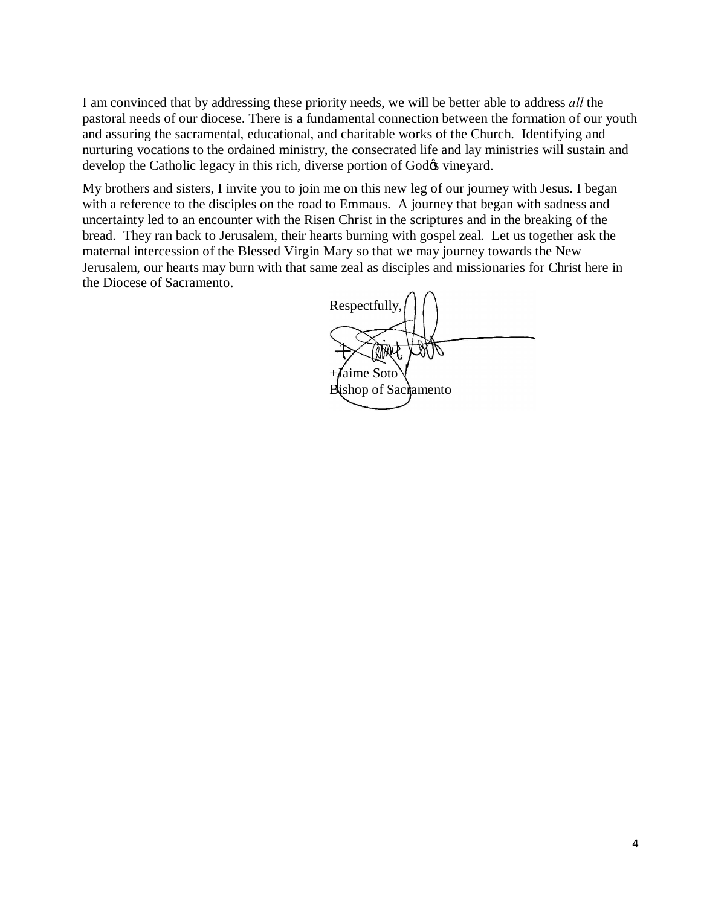I am convinced that by addressing these priority needs, we will be better able to address *all* the pastoral needs of our diocese. There is a fundamental connection between the formation of our youth and assuring the sacramental, educational, and charitable works of the Church. Identifying and nurturing vocations to the ordained ministry, the consecrated life and lay ministries will sustain and develop the Catholic legacy in this rich, diverse portion of God's vineyard.

My brothers and sisters, I invite you to join me on this new leg of our journey with Jesus. I began with a reference to the disciples on the road to Emmaus. A journey that began with sadness and uncertainty led to an encounter with the Risen Christ in the scriptures and in the breaking of the bread. They ran back to Jerusalem, their hearts burning with gospel zeal. Let us together ask the maternal intercession of the Blessed Virgin Mary so that we may journey towards the New Jerusalem, our hearts may burn with that same zeal as disciples and missionaries for Christ here in the Diocese of Sacramento.

Respectfully,

+Jaime Soto
Bishop of Sacramento